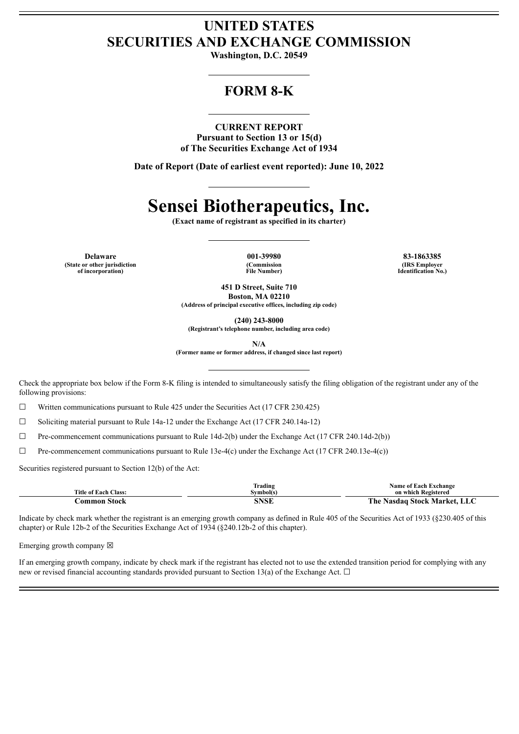# UNITED STATES
# SECURITIES AND EXCHANGE COMMISSION

**Washington, D.C. 20549**

## FORM 8-K

**CURRENT REPORT**
**Pursuant to Section 13 or 15(d)**
**of The Securities Exchange Act of 1934**

**Date of Report (Date of earliest event reported): June 10, 2022**

# Sensei Biotherapeutics, Inc.

**(Exact name of registrant as specified in its charter)**

| **Delaware** | **001-39980** | **83-1863385** |
|---|---|---|
| **(State or other jurisdiction of incorporation)** | **(Commission File Number)** | **(IRS Employer Identification No.)** |

**451 D Street, Suite 710**
**Boston, MA 02210**
**(Address of principal executive offices, including zip code)**

**(240) 243-8000**
**(Registrant's telephone number, including area code)**

**N/A**
**(Former name or former address, if changed since last report)**

Check the appropriate box below if the Form 8-K filing is intended to simultaneously satisfy the filing obligation of the registrant under any of the following provisions:

☐ Written communications pursuant to Rule 425 under the Securities Act (17 CFR 230.425)

☐ Soliciting material pursuant to Rule 14a-12 under the Exchange Act (17 CFR 240.14a-12)

☐ Pre-commencement communications pursuant to Rule 14d-2(b) under the Exchange Act (17 CFR 240.14d-2(b))

☐ Pre-commencement communications pursuant to Rule 13e-4(c) under the Exchange Act (17 CFR 240.13e-4(c))

Securities registered pursuant to Section 12(b) of the Act:

| Title of Each Class: | Trading Symbol(s) | Name of Each Exchange on which Registered |
|---|---|---|
| **Common Stock** | **SNSE** | **The Nasdaq Stock Market, LLC** |

Indicate by check mark whether the registrant is an emerging growth company as defined in Rule 405 of the Securities Act of 1933 (§230.405 of this chapter) or Rule 12b-2 of the Securities Exchange Act of 1934 (§240.12b-2 of this chapter).

Emerging growth company ☒

If an emerging growth company, indicate by check mark if the registrant has elected not to use the extended transition period for complying with any new or revised financial accounting standards provided pursuant to Section 13(a) of the Exchange Act. ☐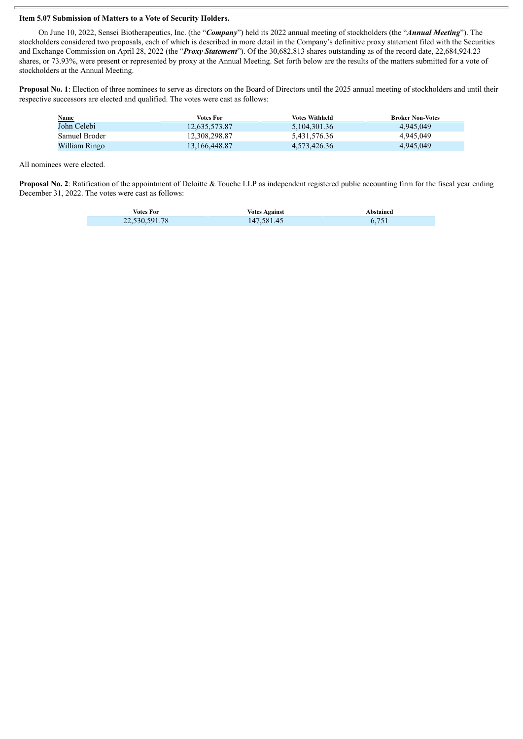**Item 5.07 Submission of Matters to a Vote of Security Holders.**

On June 10, 2022, Sensei Biotherapeutics, Inc. (the "***Company***") held its 2022 annual meeting of stockholders (the "***Annual Meeting***"). The stockholders considered two proposals, each of which is described in more detail in the Company's definitive proxy statement filed with the Securities and Exchange Commission on April 28, 2022 (the "***Proxy Statement***"). Of the 30,682,813 shares outstanding as of the record date, 22,684,924.23 shares, or 73.93%, were present or represented by proxy at the Annual Meeting. Set forth below are the results of the matters submitted for a vote of stockholders at the Annual Meeting.

**Proposal No. 1**: Election of three nominees to serve as directors on the Board of Directors until the 2025 annual meeting of stockholders and until their respective successors are elected and qualified. The votes were cast as follows:

| Name | Votes For | Votes Withheld | Broker Non-Votes |
|---|---|---|---|
| John Celebi | 12,635,573.87 | 5,104,301.36 | 4,945,049 |
| Samuel Broder | 12,308,298.87 | 5,431,576.36 | 4,945,049 |
| William Ringo | 13,166,448.87 | 4,573,426.36 | 4,945,049 |

All nominees were elected.

**Proposal No. 2**: Ratification of the appointment of Deloitte & Touche LLP as independent registered public accounting firm for the fiscal year ending December 31, 2022. The votes were cast as follows:

| Votes For | Votes Against | Abstained |
|---|---|---|
| 22,530,591.78 | 147,581.45 | 6,751 |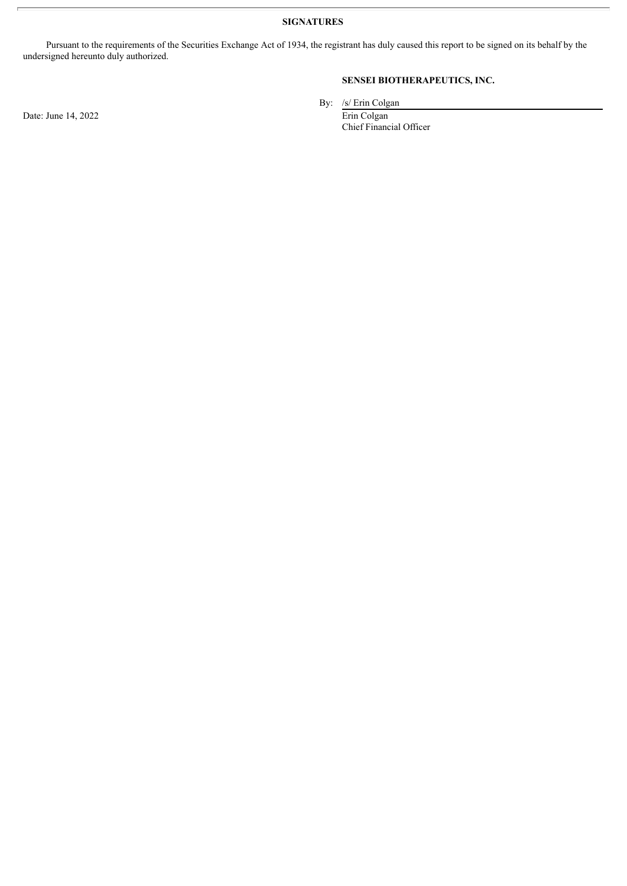**SIGNATURES**

Pursuant to the requirements of the Securities Exchange Act of 1934, the registrant has duly caused this report to be signed on its behalf by the undersigned hereunto duly authorized.

**SENSEI BIOTHERAPEUTICS, INC.**

Date: June 14, 2022

By: /s/ Erin Colgan
Erin Colgan
Chief Financial Officer